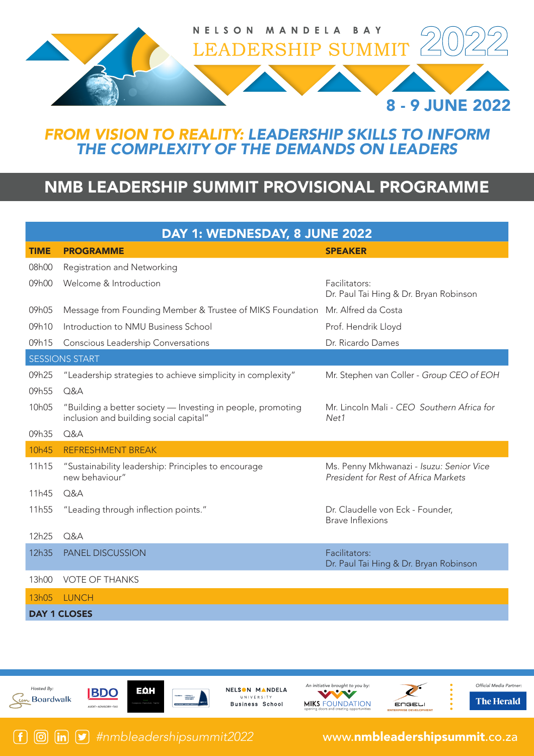# NELSON MANDELA BAY LEADERSHIP SUMMIT 2022

**8 - 9 JUNE 2022**

## *FROM VISION TO REALITY: LEADERSHIP SKILLS TO INFORM THE COMPLEXITY OF THE DEMANDS ON LEADERS*

## NMB LEADERSHIP SUMMIT PROVISIONAL PROGRAMME

### DAY 1: WEDNESDAY, 8 JUNE 2022

| TIME | PROGRAMME | SPEAKER |
|---|---|---|
| 08h00 | Registration and Networking | |
| 09h00 | Welcome & Introduction | Facilitators: Dr. Paul Tai Hing & Dr. Bryan Robinson |
| 09h05 | Message from Founding Member & Trustee of MIKS Foundation | Mr. Alfred da Costa |
| 09h10 | Introduction to NMU Business School | Prof. Hendrik Lloyd |
| 09h15 | Conscious Leadership Conversations | Dr. Ricardo Dames |
| SESSIONS START | | |
| 09h25 | "Leadership strategies to achieve simplicity in complexity" | Mr. Stephen van Coller - *Group CEO of EOH* |
| 09h55 | Q&A | |
| 10h05 | "Building a better society — Investing in people, promoting inclusion and building social capital" | Mr. Lincoln Mali - *CEO Southern Africa for Net1* |
| 09h35 | Q&A | |
| 10h45 | REFRESHMENT BREAK | |
| 11h15 | "Sustainability leadership: Principles to encourage new behaviour" | Ms. Penny Mkhwanazi - *Isuzu: Senior Vice President for Rest of Africa Markets* |
| 11h45 | Q&A | |
| 11h55 | "Leading through inflection points." | Dr. Claudelle von Eck - Founder, Brave Inflexions |
| 12h25 | Q&A | |
| 12h35 | PANEL DISCUSSION | Facilitators: Dr. Paul Tai Hing & Dr. Bryan Robinson |
| 13h00 | VOTE OF THANKS | |
| 13h05 | LUNCH | |
| **DAY 1 CLOSES** | | |

Hosted By: Sun Boardwalk | BDO | EOH | Nelson Mandela University Business School | An initiative brought to you by: MIKS Foundation – opening doors and creating opportunities | Engeli Enterprise Development | Official Media Partner: The Herald

#nmbleadershipsummit2022

www.nmbleadershipsummit.co.za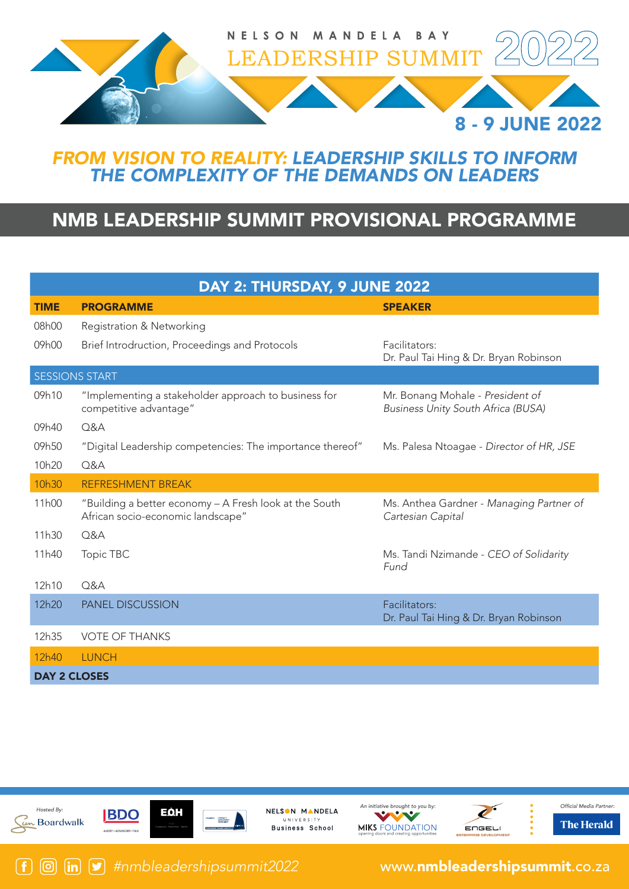NELSON MANDELA BAY LEADERSHIP SUMMIT 2022

8 - 9 JUNE 2022

## FROM VISION TO REALITY: LEADERSHIP SKILLS TO INFORM THE COMPLEXITY OF THE DEMANDS ON LEADERS

# NMB LEADERSHIP SUMMIT PROVISIONAL PROGRAMME

## DAY 2: THURSDAY, 9 JUNE 2022

| TIME | PROGRAMME | SPEAKER |
|---|---|---|
| 08h00 | Registration & Networking | |
| 09h00 | Brief Introdruction, Proceedings and Protocols | Facilitators: Dr. Paul Tai Hing & Dr. Bryan Robinson |
| SESSIONS START | | |
| 09h10 | "Implementing a stakeholder approach to business for competitive advantage" | Mr. Bonang Mohale - *President of Business Unity South Africa (BUSA)* |
| 09h40 | Q&A | |
| 09h50 | "Digital Leadership competencies: The importance thereof" | Ms. Palesa Ntoagae - *Director of HR, JSE* |
| 10h20 | Q&A | |
| 10h30 | REFRESHMENT BREAK | |
| 11h00 | "Building a better economy – A Fresh look at the South African socio-economic landscape" | Ms. Anthea Gardner - *Managing Partner of Cartesian Capital* |
| 11h30 | Q&A | |
| 11h40 | Topic TBC | Ms. Tandi Nzimande - *CEO of Solidarity Fund* |
| 12h10 | Q&A | |
| 12h20 | PANEL DISCUSSION | Facilitators: Dr. Paul Tai Hing & Dr. Bryan Robinson |
| 12h35 | VOTE OF THANKS | |
| 12h40 | LUNCH | |
| **DAY 2 CLOSES** | | |

*Hosted By:* Sun Boardwalk | BDO | EOH | Nelson Mandela University Business School

*An initiative brought to you by:* MIKS FOUNDATION | ENGELI Enterprise Development

*Official Media Partner:* The Herald

*#nmbleadershipsummit2022*

www.**nmbleadershipsummit**.co.za